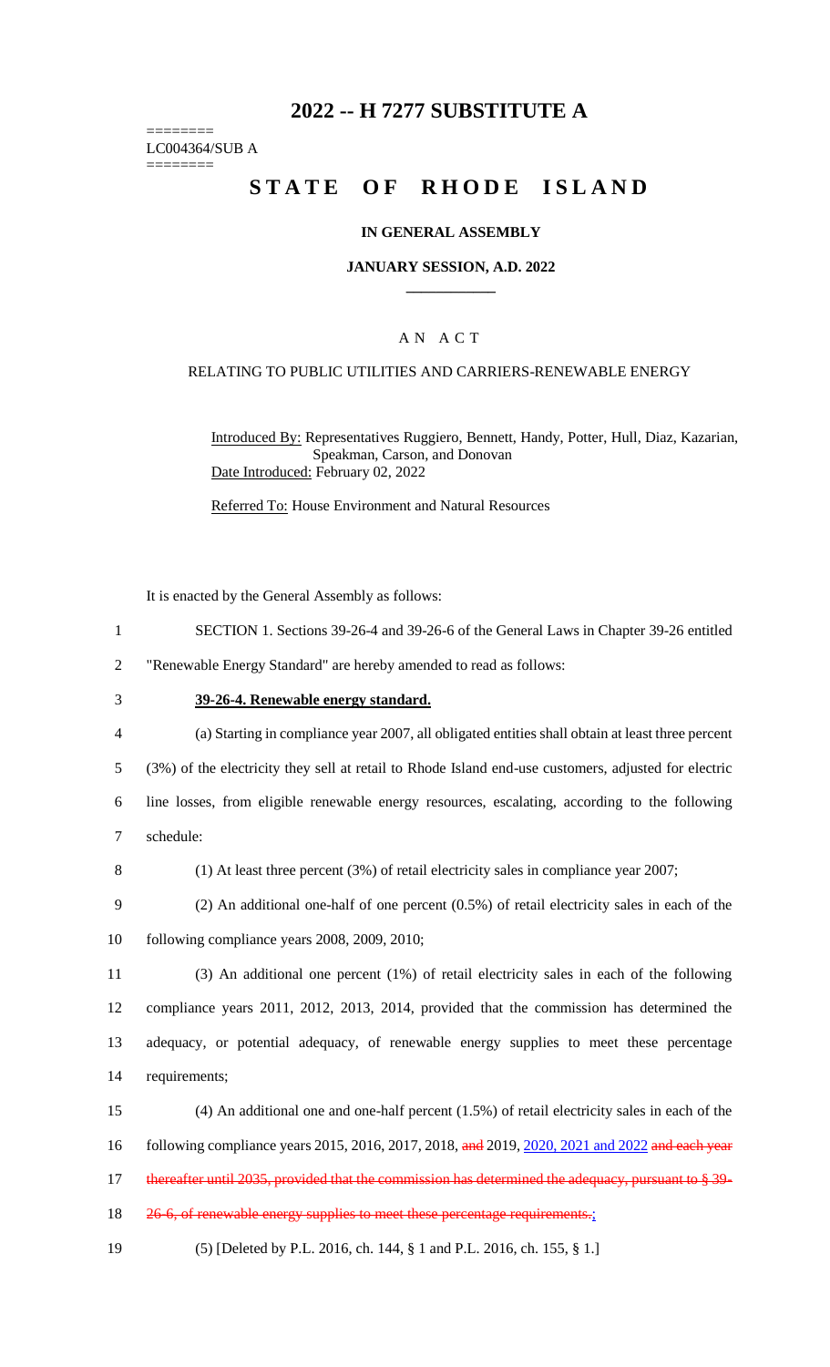# 2022 -- H 7277 SUBSTITUTE A

========
LC004364/SUB A
========

# STATE OF RHODE ISLAND

## IN GENERAL ASSEMBLY

### JANUARY SESSION, A.D. 2022

### A N A C T

RELATING TO PUBLIC UTILITIES AND CARRIERS-RENEWABLE ENERGY

Introduced By: Representatives Ruggiero, Bennett, Handy, Potter, Hull, Diaz, Kazarian, Speakman, Carson, and Donovan

Date Introduced: February 02, 2022

Referred To: House Environment and Natural Resources

It is enacted by the General Assembly as follows:

1 SECTION 1. Sections 39-26-4 and 39-26-6 of the General Laws in Chapter 39-26 entitled

2 "Renewable Energy Standard" are hereby amended to read as follows:

3 **39-26-4. Renewable energy standard.**

4 (a) Starting in compliance year 2007, all obligated entities shall obtain at least three percent

5 (3%) of the electricity they sell at retail to Rhode Island end-use customers, adjusted for electric

6 line losses, from eligible renewable energy resources, escalating, according to the following

7 schedule:

8 (1) At least three percent (3%) of retail electricity sales in compliance year 2007;

9 (2) An additional one-half of one percent (0.5%) of retail electricity sales in each of the

10 following compliance years 2008, 2009, 2010;

11 (3) An additional one percent (1%) of retail electricity sales in each of the following

12 compliance years 2011, 2012, 2013, 2014, provided that the commission has determined the

13 adequacy, or potential adequacy, of renewable energy supplies to meet these percentage

14 requirements;

15 (4) An additional one and one-half percent (1.5%) of retail electricity sales in each of the

16 following compliance years 2015, 2016, 2017, 2018, ~~and~~ 2019, 2020, 2021 and 2022 ~~and each year~~

17 ~~thereafter until 2035, provided that the commission has determined the adequacy, pursuant to § 39-~~

18 ~~26-6, of renewable energy supplies to meet these percentage requirements.~~;

19 (5) [Deleted by P.L. 2016, ch. 144, § 1 and P.L. 2016, ch. 155, § 1.]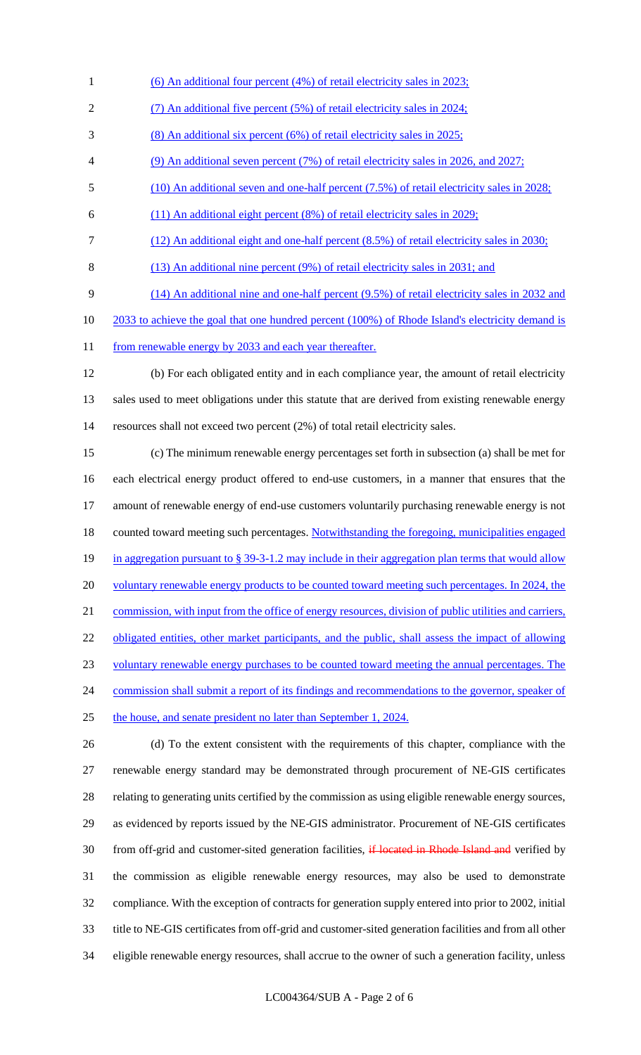(6) An additional four percent (4%) of retail electricity sales in 2023;

(7) An additional five percent (5%) of retail electricity sales in 2024;

(8) An additional six percent (6%) of retail electricity sales in 2025;

(9) An additional seven percent (7%) of retail electricity sales in 2026, and 2027;

(10) An additional seven and one-half percent (7.5%) of retail electricity sales in 2028;

(11) An additional eight percent (8%) of retail electricity sales in 2029;

(12) An additional eight and one-half percent (8.5%) of retail electricity sales in 2030;

(13) An additional nine percent (9%) of retail electricity sales in 2031; and

(14) An additional nine and one-half percent (9.5%) of retail electricity sales in 2032 and 2033 to achieve the goal that one hundred percent (100%) of Rhode Island's electricity demand is from renewable energy by 2033 and each year thereafter.

(b) For each obligated entity and in each compliance year, the amount of retail electricity sales used to meet obligations under this statute that are derived from existing renewable energy resources shall not exceed two percent (2%) of total retail electricity sales.

(c) The minimum renewable energy percentages set forth in subsection (a) shall be met for each electrical energy product offered to end-use customers, in a manner that ensures that the amount of renewable energy of end-use customers voluntarily purchasing renewable energy is not counted toward meeting such percentages. Notwithstanding the foregoing, municipalities engaged in aggregation pursuant to § 39-3-1.2 may include in their aggregation plan terms that would allow voluntary renewable energy products to be counted toward meeting such percentages. In 2024, the commission, with input from the office of energy resources, division of public utilities and carriers, obligated entities, other market participants, and the public, shall assess the impact of allowing voluntary renewable energy purchases to be counted toward meeting the annual percentages. The commission shall submit a report of its findings and recommendations to the governor, speaker of the house, and senate president no later than September 1, 2024.

(d) To the extent consistent with the requirements of this chapter, compliance with the renewable energy standard may be demonstrated through procurement of NE-GIS certificates relating to generating units certified by the commission as using eligible renewable energy sources, as evidenced by reports issued by the NE-GIS administrator. Procurement of NE-GIS certificates from off-grid and customer-sited generation facilities, ~~if located in Rhode Island and~~ verified by the commission as eligible renewable energy resources, may also be used to demonstrate compliance. With the exception of contracts for generation supply entered into prior to 2002, initial title to NE-GIS certificates from off-grid and customer-sited generation facilities and from all other eligible renewable energy resources, shall accrue to the owner of such a generation facility, unless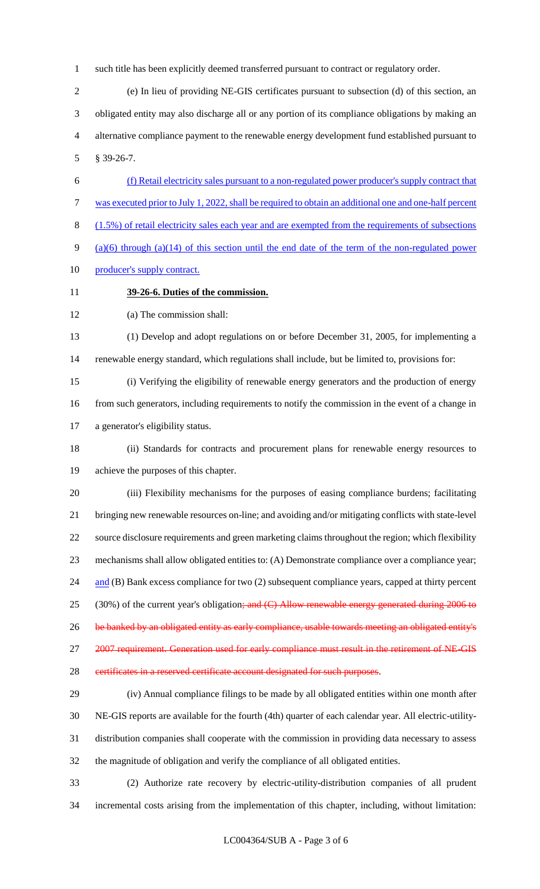such title has been explicitly deemed transferred pursuant to contract or regulatory order.

(e) In lieu of providing NE-GIS certificates pursuant to subsection (d) of this section, an obligated entity may also discharge all or any portion of its compliance obligations by making an alternative compliance payment to the renewable energy development fund established pursuant to § 39-26-7.

(f) Retail electricity sales pursuant to a non-regulated power producer's supply contract that was executed prior to July 1, 2022, shall be required to obtain an additional one and one-half percent (1.5%) of retail electricity sales each year and are exempted from the requirements of subsections (a)(6) through (a)(14) of this section until the end date of the term of the non-regulated power producer's supply contract.

**39-26-6. Duties of the commission.**

(a) The commission shall:

(1) Develop and adopt regulations on or before December 31, 2005, for implementing a renewable energy standard, which regulations shall include, but be limited to, provisions for:

(i) Verifying the eligibility of renewable energy generators and the production of energy from such generators, including requirements to notify the commission in the event of a change in a generator's eligibility status.

(ii) Standards for contracts and procurement plans for renewable energy resources to achieve the purposes of this chapter.

(iii) Flexibility mechanisms for the purposes of easing compliance burdens; facilitating bringing new renewable resources on-line; and avoiding and/or mitigating conflicts with state-level source disclosure requirements and green marketing claims throughout the region; which flexibility mechanisms shall allow obligated entities to: (A) Demonstrate compliance over a compliance year; and (B) Bank excess compliance for two (2) subsequent compliance years, capped at thirty percent (30%) of the current year's obligation~~; and (C) Allow renewable energy generated during 2006 to be banked by an obligated entity as early compliance, usable towards meeting an obligated entity's 2007 requirement. Generation used for early compliance must result in the retirement of NE-GIS certificates in a reserved certificate account designated for such purposes~~.

(iv) Annual compliance filings to be made by all obligated entities within one month after NE-GIS reports are available for the fourth (4th) quarter of each calendar year. All electric-utility-distribution companies shall cooperate with the commission in providing data necessary to assess the magnitude of obligation and verify the compliance of all obligated entities.

(2) Authorize rate recovery by electric-utility-distribution companies of all prudent incremental costs arising from the implementation of this chapter, including, without limitation: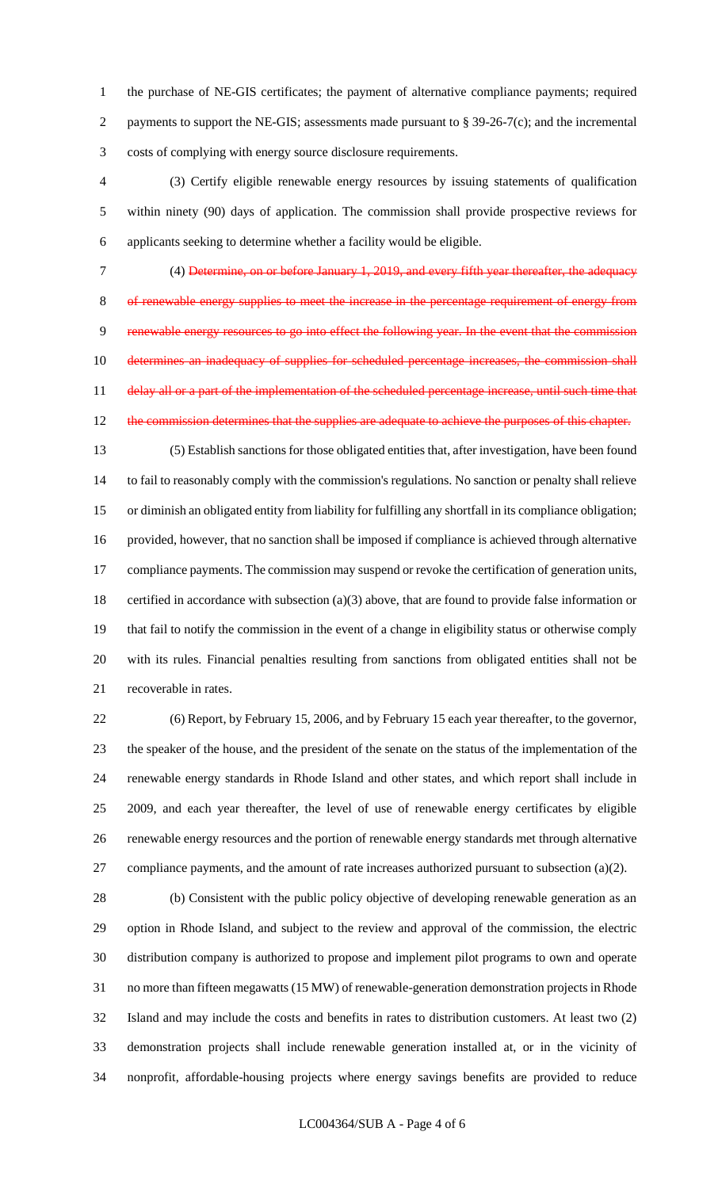the purchase of NE-GIS certificates; the payment of alternative compliance payments; required payments to support the NE-GIS; assessments made pursuant to § 39-26-7(c); and the incremental costs of complying with energy source disclosure requirements.

(3) Certify eligible renewable energy resources by issuing statements of qualification within ninety (90) days of application. The commission shall provide prospective reviews for applicants seeking to determine whether a facility would be eligible.

(4) ~~Determine, on or before January 1, 2019, and every fifth year thereafter, the adequacy of renewable energy supplies to meet the increase in the percentage requirement of energy from renewable energy resources to go into effect the following year. In the event that the commission determines an inadequacy of supplies for scheduled percentage increases, the commission shall delay all or a part of the implementation of the scheduled percentage increase, until such time that the commission determines that the supplies are adequate to achieve the purposes of this chapter.~~

(5) Establish sanctions for those obligated entities that, after investigation, have been found to fail to reasonably comply with the commission's regulations. No sanction or penalty shall relieve or diminish an obligated entity from liability for fulfilling any shortfall in its compliance obligation; provided, however, that no sanction shall be imposed if compliance is achieved through alternative compliance payments. The commission may suspend or revoke the certification of generation units, certified in accordance with subsection (a)(3) above, that are found to provide false information or that fail to notify the commission in the event of a change in eligibility status or otherwise comply with its rules. Financial penalties resulting from sanctions from obligated entities shall not be recoverable in rates.

(6) Report, by February 15, 2006, and by February 15 each year thereafter, to the governor, the speaker of the house, and the president of the senate on the status of the implementation of the renewable energy standards in Rhode Island and other states, and which report shall include in 2009, and each year thereafter, the level of use of renewable energy certificates by eligible renewable energy resources and the portion of renewable energy standards met through alternative compliance payments, and the amount of rate increases authorized pursuant to subsection (a)(2).

(b) Consistent with the public policy objective of developing renewable generation as an option in Rhode Island, and subject to the review and approval of the commission, the electric distribution company is authorized to propose and implement pilot programs to own and operate no more than fifteen megawatts (15 MW) of renewable-generation demonstration projects in Rhode Island and may include the costs and benefits in rates to distribution customers. At least two (2) demonstration projects shall include renewable generation installed at, or in the vicinity of nonprofit, affordable-housing projects where energy savings benefits are provided to reduce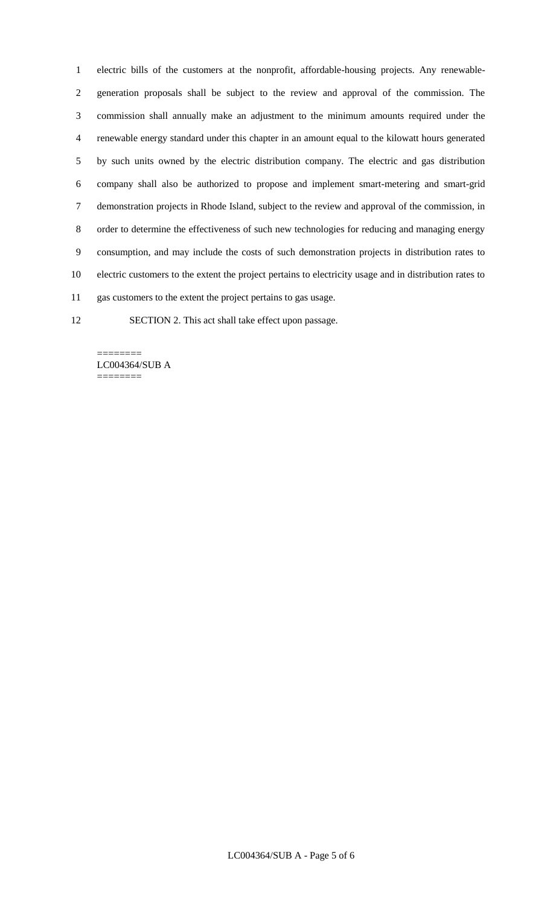electric bills of the customers at the nonprofit, affordable-housing projects. Any renewable-generation proposals shall be subject to the review and approval of the commission. The commission shall annually make an adjustment to the minimum amounts required under the renewable energy standard under this chapter in an amount equal to the kilowatt hours generated by such units owned by the electric distribution company. The electric and gas distribution company shall also be authorized to propose and implement smart-metering and smart-grid demonstration projects in Rhode Island, subject to the review and approval of the commission, in order to determine the effectiveness of such new technologies for reducing and managing energy consumption, and may include the costs of such demonstration projects in distribution rates to electric customers to the extent the project pertains to electricity usage and in distribution rates to gas customers to the extent the project pertains to gas usage.

SECTION 2. This act shall take effect upon passage.

========
LC004364/SUB A
========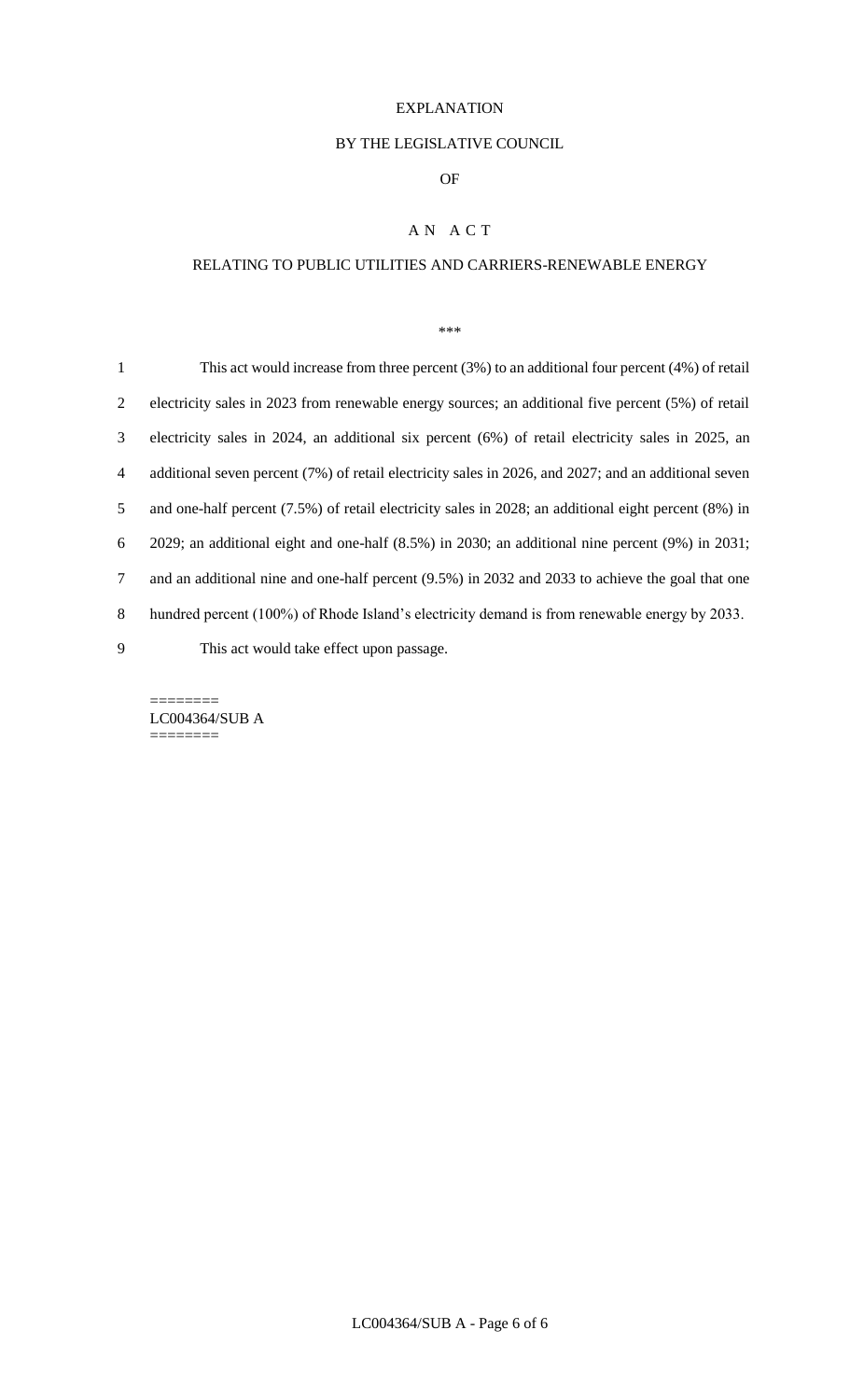EXPLANATION

BY THE LEGISLATIVE COUNCIL

OF

A N A C T

RELATING TO PUBLIC UTILITIES AND CARRIERS-RENEWABLE ENERGY

\*\*\*

This act would increase from three percent (3%) to an additional four percent (4%) of retail electricity sales in 2023 from renewable energy sources; an additional five percent (5%) of retail electricity sales in 2024, an additional six percent (6%) of retail electricity sales in 2025, an additional seven percent (7%) of retail electricity sales in 2026, and 2027; and an additional seven and one-half percent (7.5%) of retail electricity sales in 2028; an additional eight percent (8%) in 2029; an additional eight and one-half (8.5%) in 2030; an additional nine percent (9%) in 2031; and an additional nine and one-half percent (9.5%) in 2032 and 2033 to achieve the goal that one hundred percent (100%) of Rhode Island's electricity demand is from renewable energy by 2033.

This act would take effect upon passage.

========
LC004364/SUB A
========